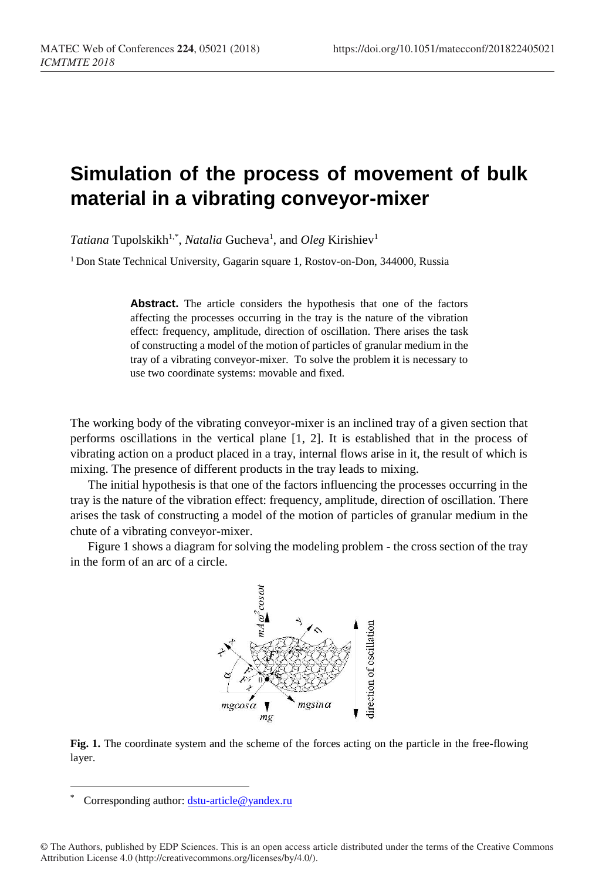# Simulation of the process of movement of bulk material in a vibrating conveyor-mixer

*Tatiana* Tupolskikh[1,*], *Natalia* Gucheva[1], and *Oleg* Kirishiev[1]

[1] Don State Technical University, Gagarin square 1, Rostov-on-Don, 344000, Russia

**Abstract.** The article considers the hypothesis that one of the factors affecting the processes occurring in the tray is the nature of the vibration effect: frequency, amplitude, direction of oscillation. There arises the task of constructing a model of the motion of particles of granular medium in the tray of a vibrating conveyor-mixer. To solve the problem it is necessary to use two coordinate systems: movable and fixed.

The working body of the vibrating conveyor-mixer is an inclined tray of a given section that performs oscillations in the vertical plane [1, 2]. It is established that in the process of vibrating action on a product placed in a tray, internal flows arise in it, the result of which is mixing. The presence of different products in the tray leads to mixing.

The initial hypothesis is that one of the factors influencing the processes occurring in the tray is the nature of the vibration effect: frequency, amplitude, direction of oscillation. There arises the task of constructing a model of the motion of particles of granular medium in the chute of a vibrating conveyor-mixer.

Figure 1 shows a diagram for solving the modeling problem - the cross section of the tray in the form of an arc of a circle.

**Fig. 1.** The coordinate system and the scheme of the forces acting on the particle in the free-flowing layer.

[*] Corresponding author: dstu-article@yandex.ru

© The Authors, published by EDP Sciences. This is an open access article distributed under the terms of the Creative Commons Attribution License 4.0 (http://creativecommons.org/licenses/by/4.0/).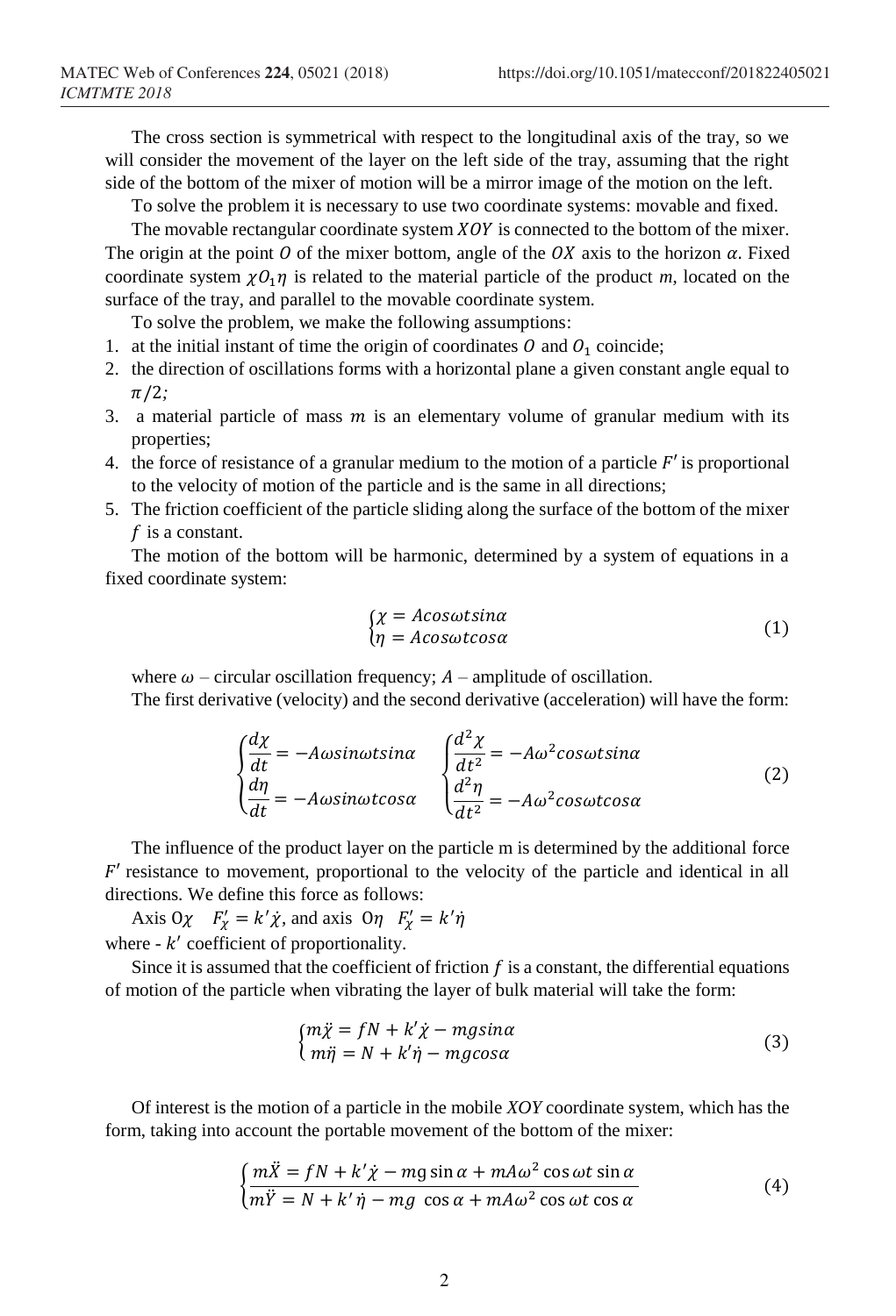The cross section is symmetrical with respect to the longitudinal axis of the tray, so we will consider the movement of the layer on the left side of the tray, assuming that the right side of the bottom of the mixer of motion will be a mirror image of the motion on the left.

To solve the problem it is necessary to use two coordinate systems: movable and fixed.

The movable rectangular coordinate system $XOY$ is connected to the bottom of the mixer. The origin at the point $O$ of the mixer bottom, angle of the $OX$ axis to the horizon $\alpha$. Fixed coordinate system $\chi O_1 \eta$ is related to the material particle of the product *m*, located on the surface of the tray, and parallel to the movable coordinate system.

To solve the problem, we make the following assumptions:

1. at the initial instant of time the origin of coordinates $O$ and $O_1$ coincide;
2. the direction of oscillations forms with a horizontal plane a given constant angle equal to $\pi/2$;
3. a material particle of mass $m$ is an elementary volume of granular medium with its properties;
4. the force of resistance of a granular medium to the motion of a particle $F'$ is proportional to the velocity of motion of the particle and is the same in all directions;
5. The friction coefficient of the particle sliding along the surface of the bottom of the mixer $f$ is a constant.

The motion of the bottom will be harmonic, determined by a system of equations in a fixed coordinate system:

$$\begin{cases} \chi = A\cos\omega t\sin\alpha \\ \eta = A\cos\omega t\cos\alpha \end{cases} \tag{1}$$

where $\omega$ – circular oscillation frequency; $A$ – amplitude of oscillation.

The first derivative (velocity) and the second derivative (acceleration) will have the form:

$$\begin{cases} \dfrac{d\chi}{dt} = -A\omega\sin\omega t\sin\alpha \\ \dfrac{d\eta}{dt} = -A\omega\sin\omega t\cos\alpha \end{cases} \quad \begin{cases} \dfrac{d^2\chi}{dt^2} = -A\omega^2\cos\omega t\sin\alpha \\ \dfrac{d^2\eta}{dt^2} = -A\omega^2\cos\omega t\cos\alpha \end{cases} \tag{2}$$

The influence of the product layer on the particle m is determined by the additional force $F'$ resistance to movement, proportional to the velocity of the particle and identical in all directions. We define this force as follows:

Axis $0\chi$ $\quad F'_\chi = k'\dot{\chi}$, and axis $0\eta$ $\quad F'_\chi = k'\dot{\eta}$

where - $k'$ coefficient of proportionality.

Since it is assumed that the coefficient of friction $f$ is a constant, the differential equations of motion of the particle when vibrating the layer of bulk material will take the form:

$$\begin{cases} m\ddot{\chi} = fN + k'\dot{\chi} - mg\sin\alpha \\ m\ddot{\eta} = N + k'\dot{\eta} - mg\cos\alpha \end{cases} \tag{3}$$

Of interest is the motion of a particle in the mobile *XOY* coordinate system, which has the form, taking into account the portable movement of the bottom of the mixer:

$$\begin{cases} m\ddot{X} = fN + k'\dot{\chi} - mg\sin\alpha + mA\omega^2\cos\omega t\sin\alpha \\ m\ddot{Y} = N + k'\dot{\eta} - mg\cos\alpha + mA\omega^2\cos\omega t\cos\alpha \end{cases} \tag{4}$$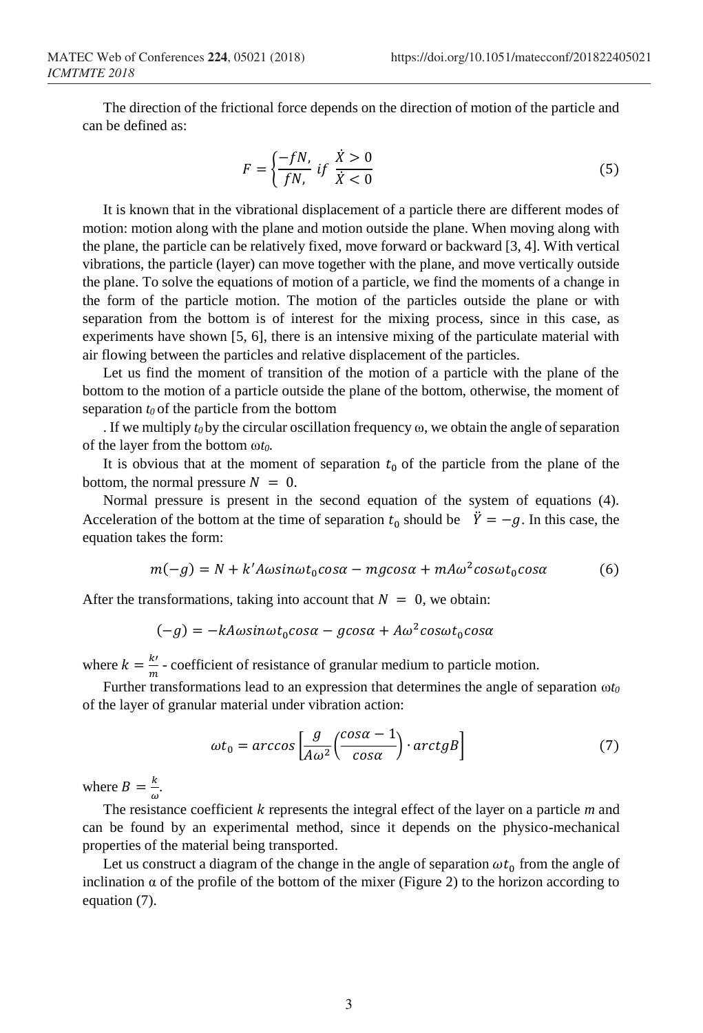The direction of the frictional force depends on the direction of motion of the particle and can be defined as:

$$F = \begin{cases} -fN, \\ fN, \end{cases} if \; \frac{\dot{X} > 0}{\dot{X} < 0} \tag{5}$$

It is known that in the vibrational displacement of a particle there are different modes of motion: motion along with the plane and motion outside the plane. When moving along with the plane, the particle can be relatively fixed, move forward or backward [3, 4]. With vertical vibrations, the particle (layer) can move together with the plane, and move vertically outside the plane. To solve the equations of motion of a particle, we find the moments of a change in the form of the particle motion. The motion of the particles outside the plane or with separation from the bottom is of interest for the mixing process, since in this case, as experiments have shown [5, 6], there is an intensive mixing of the particulate material with air flowing between the particles and relative displacement of the particles.

Let us find the moment of transition of the motion of a particle with the plane of the bottom to the motion of a particle outside the plane of the bottom, otherwise, the moment of separation $t_0$ of the particle from the bottom

. If we multiply $t_0$ by the circular oscillation frequency $\omega$, we obtain the angle of separation of the layer from the bottom $\omega t_0$.

It is obvious that at the moment of separation $t_0$ of the particle from the plane of the bottom, the normal pressure $N = 0$.

Normal pressure is present in the second equation of the system of equations (4). Acceleration of the bottom at the time of separation $t_0$ should be $\ddot{Y} = -g$. In this case, the equation takes the form:

$$m(-g) = N + k' A\omega sin\omega t_0 cos\alpha - mgcos\alpha + mA\omega^2 cos\omega t_0 cos\alpha \tag{6}$$

After the transformations, taking into account that $N = 0$, we obtain:

$$(-g) = -kA\omega sin\omega t_0 cos\alpha - gcos\alpha + A\omega^2 cos\omega t_0 cos\alpha$$

where $k = \frac{k\prime}{m}$ - coefficient of resistance of granular medium to particle motion.

Further transformations lead to an expression that determines the angle of separation $\omega t_0$ of the layer of granular material under vibration action:

$$\omega t_0 = arccos\left[\frac{g}{A\omega^2}\left(\frac{cos\alpha - 1}{cos\alpha}\right) \cdot arctgB\right] \tag{7}$$

where $B = \frac{k}{\omega}$.

The resistance coefficient $k$ represents the integral effect of the layer on a particle $m$ and can be found by an experimental method, since it depends on the physico-mechanical properties of the material being transported.

Let us construct a diagram of the change in the angle of separation $\omega t_0$ from the angle of inclination $\alpha$ of the profile of the bottom of the mixer (Figure 2) to the horizon according to equation (7).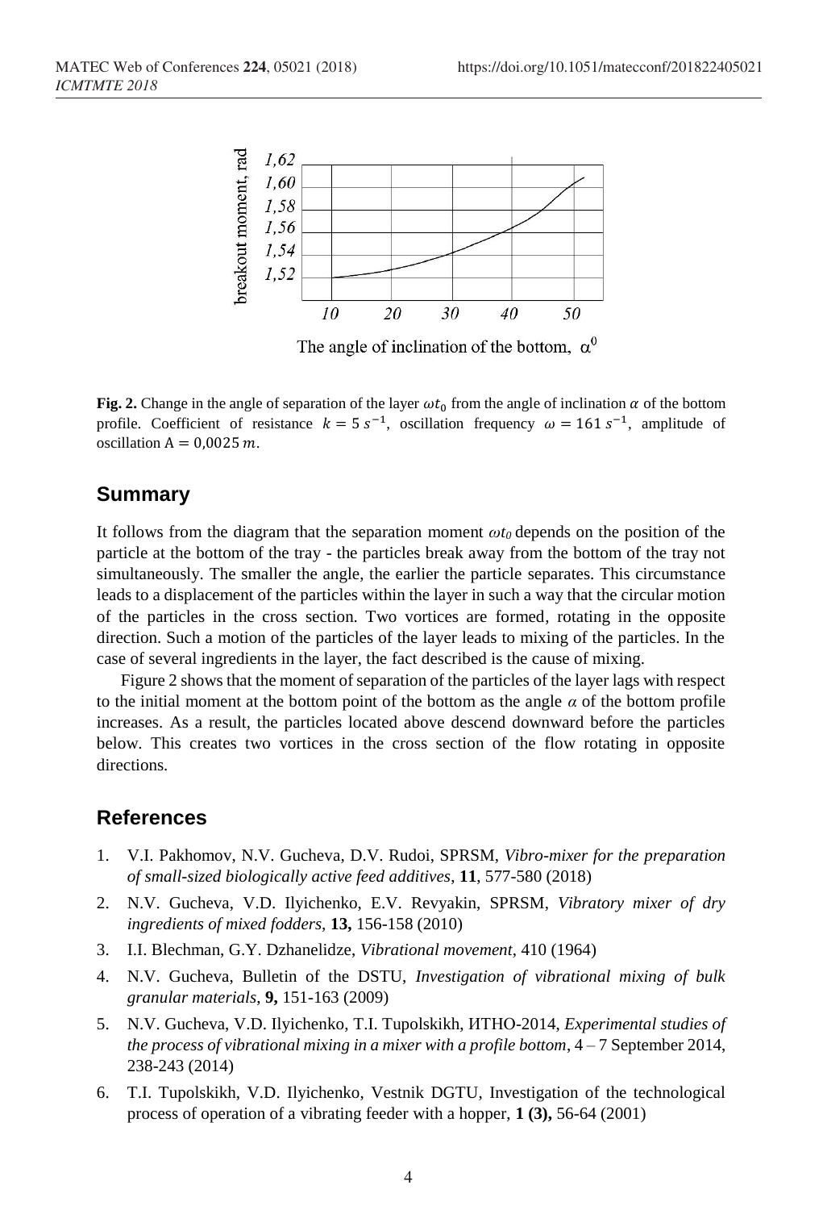breakout moment, rad

1,62

1,60

1,58

1,56

1,54

1,52

10 20 30 40 50

The angle of inclination of the bottom, $\alpha^0$

**Fig. 2.** Change in the angle of separation of the layer $\omega t_0$ from the angle of inclination $\alpha$ of the bottom profile. Coefficient of resistance $k = 5\ s^{-1}$, oscillation frequency $\omega = 161\ s^{-1}$, amplitude of oscillation $\mathrm{A} = 0{,}0025\ m$.

## Summary

It follows from the diagram that the separation moment $\omega t_0$ depends on the position of the particle at the bottom of the tray - the particles break away from the bottom of the tray not simultaneously. The smaller the angle, the earlier the particle separates. This circumstance leads to a displacement of the particles within the layer in such a way that the circular motion of the particles in the cross section. Two vortices are formed, rotating in the opposite direction. Such a motion of the particles of the layer leads to mixing of the particles. In the case of several ingredients in the layer, the fact described is the cause of mixing.

Figure 2 shows that the moment of separation of the particles of the layer lags with respect to the initial moment at the bottom point of the bottom as the angle $\alpha$ of the bottom profile increases. As a result, the particles located above descend downward before the particles below. This creates two vortices in the cross section of the flow rotating in opposite directions.

## References

1. V.I. Pakhomov, N.V. Gucheva, D.V. Rudoi, SPRSM, *Vibro-mixer for the preparation of small-sized biologically active feed additives*, **11**, 577-580 (2018)
2. N.V. Gucheva, V.D. Ilyichenko, E.V. Revyakin, SPRSM, *Vibratory mixer of dry ingredients of mixed fodders*, **13,** 156-158 (2010)
3. I.I. Blechman, G.Y. Dzhanelidze, *Vibrational movement*, 410 (1964)
4. N.V. Gucheva, Bulletin of the DSTU, *Investigation of vibrational mixing of bulk granular materials*, **9,** 151-163 (2009)
5. N.V. Gucheva, V.D. Ilyichenko, T.I. Tupolskikh, ИТНО-2014, *Experimental studies of the process of vibrational mixing in a mixer with a profile bottom*, 4 – 7 September 2014, 238-243 (2014)
6. T.I. Tupolskikh, V.D. Ilyichenko, Vestnik DGTU, Investigation of the technological process of operation of a vibrating feeder with a hopper, **1 (3),** 56-64 (2001)